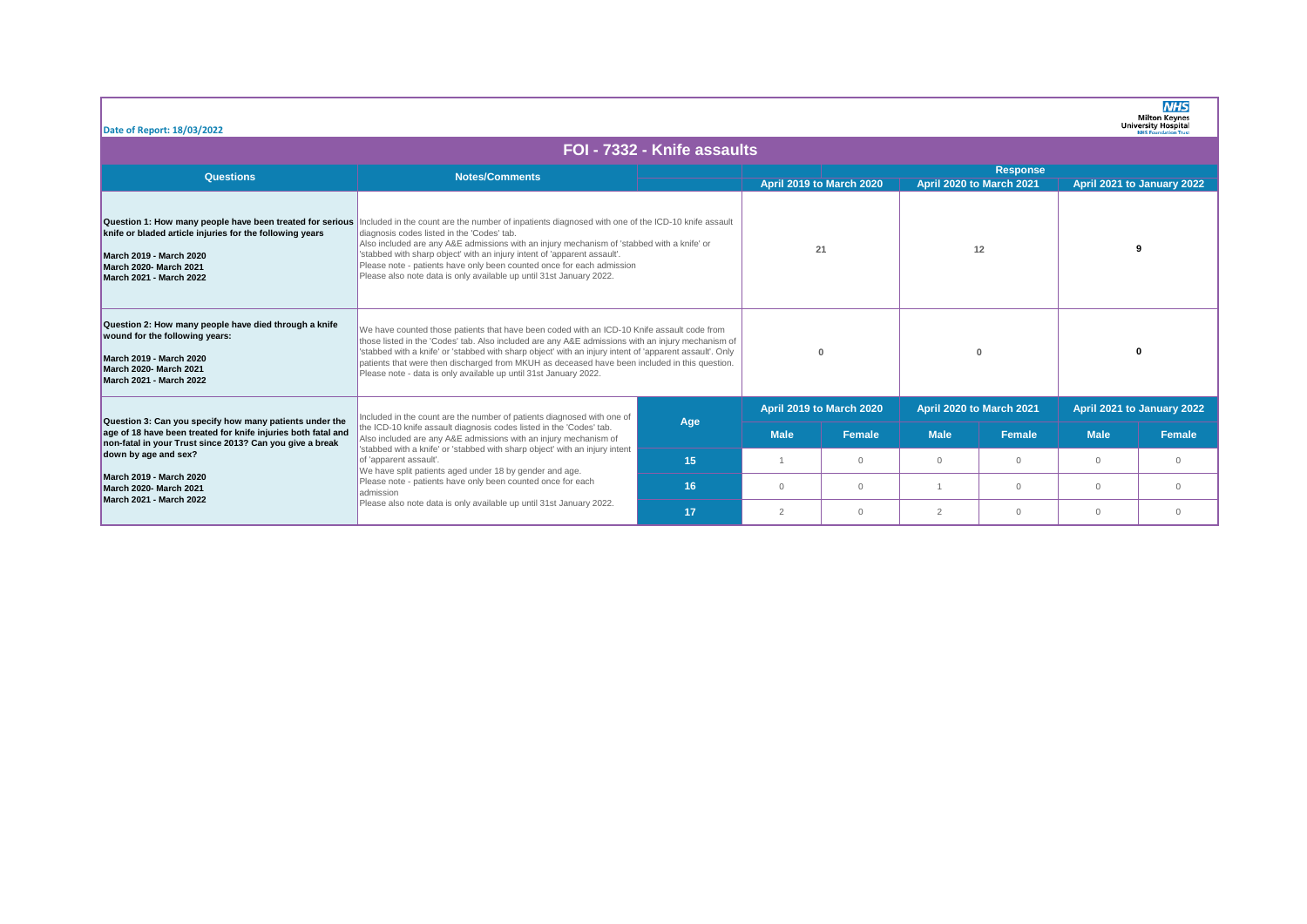Date of Report: 18/03/2022

# FOI - 7332 - Knife assaults

| Questions | Notes/Comments | | Response | | | | | |
|---|---|---|---|---|---|---|---|---|
| | | | April 2019 to March 2020 | | April 2020 to March 2021 | | April 2021 to January 2022 | |
| **Question 1: How many people have been treated for serious knife or bladed article injuries for the following years**<br><br>**March 2019 - March 2020**<br>**March 2020- March 2021**<br>**March 2021 - March 2022** | Included in the count are the number of inpatients diagnosed with one of the ICD-10 knife assault diagnosis codes listed in the 'Codes' tab.<br>Also included are any A&E admissions with an injury mechanism of 'stabbed with a knife' or 'stabbed with sharp object' with an injury intent of 'apparent assault'.<br>Please note - patients have only been counted once for each admission<br>Please also note data is only available up until 31st January 2022. | | 21 | | 12 | | 9 | |
| **Question 2: How many people have died through a knife wound for the following years:**<br><br>**March 2019 - March 2020**<br>**March 2020- March 2021**<br>**March 2021 - March 2022** | We have counted those patients that have been coded with an ICD-10 Knife assault code from those listed in the 'Codes' tab. Also included are any A&E admissions with an injury mechanism of 'stabbed with a knife' or 'stabbed with sharp object' with an injury intent of 'apparent assault'. Only patients that were then discharged from MKUH as deceased have been included in this question.<br>Please note - data is only available up until 31st January 2022. | | 0 | | 0 | | 0 | |
| **Question 3: Can you specify how many patients under the age of 18 have been treated for knife injuries both fatal and non-fatal in your Trust since 2013? Can you give a break down by age and sex?**<br><br>**March 2019 - March 2020**<br>**March 2020- March 2021**<br>**March 2021 - March 2022** | Included in the count are the number of patients diagnosed with one of the ICD-10 knife assault diagnosis codes listed in the 'Codes' tab.<br>Also included are any A&E admissions with an injury mechanism of 'stabbed with a knife' or 'stabbed with sharp object' with an injury intent of 'apparent assault'.<br>We have split patients aged under 18 by gender and age.<br>Please note - patients have only been counted once for each admission<br>Please also note data is only available up until 31st January 2022. | **Age** | **April 2019 to March 2020** | | **April 2020 to March 2021** | | **April 2021 to January 2022** | |
| | | | **Male** | **Female** | **Male** | **Female** | **Male** | **Female** |
| | | **15** | 1 | 0 | 0 | 0 | 0 | 0 |
| | | **16** | 0 | 0 | 1 | 0 | 0 | 0 |
| | | **17** | 2 | 0 | 2 | 0 | 0 | 0 |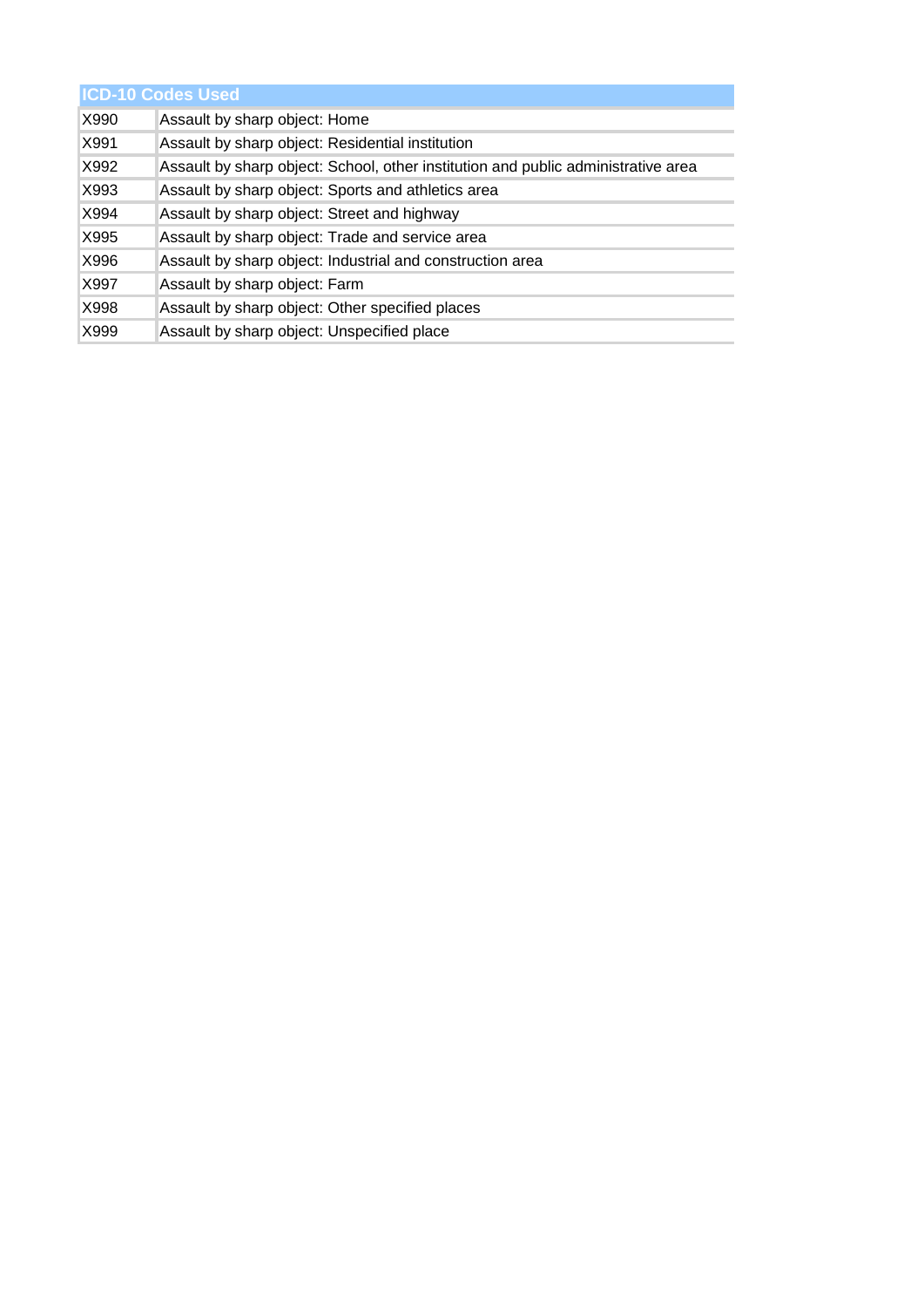| ICD-10 Codes Used | |
|---|---|
| X990 | Assault by sharp object: Home |
| X991 | Assault by sharp object: Residential institution |
| X992 | Assault by sharp object: School, other institution and public administrative area |
| X993 | Assault by sharp object: Sports and athletics area |
| X994 | Assault by sharp object: Street and highway |
| X995 | Assault by sharp object: Trade and service area |
| X996 | Assault by sharp object: Industrial and construction area |
| X997 | Assault by sharp object: Farm |
| X998 | Assault by sharp object: Other specified places |
| X999 | Assault by sharp object: Unspecified place |